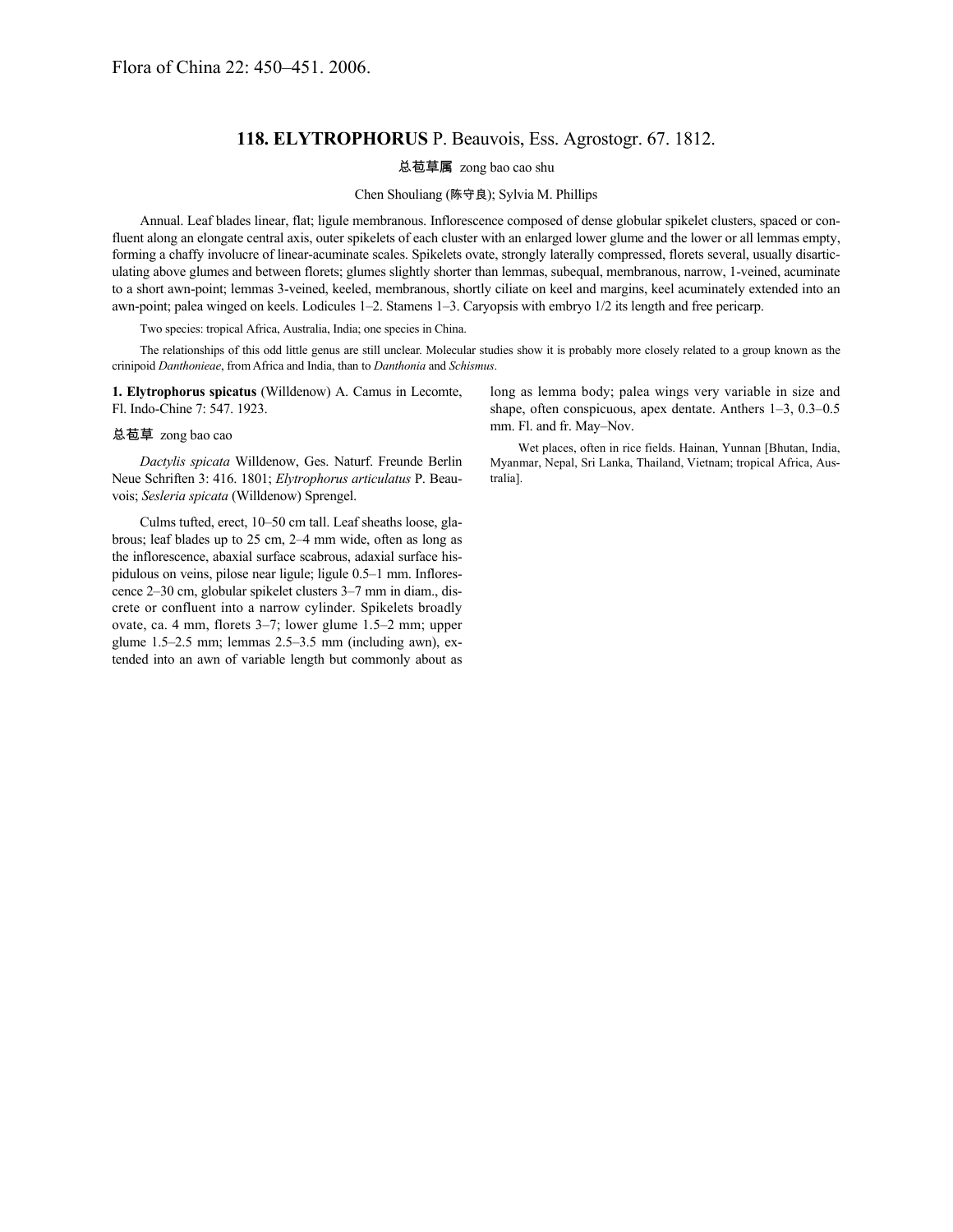Flora of China 22: 450–451. 2006.

# 118. ELYTROPHORUS P. Beauvois, Ess. Agrostogr. 67. 1812.

总苞草属 zong bao cao shu

Chen Shouliang (陈守良); Sylvia M. Phillips

Annual. Leaf blades linear, flat; ligule membranous. Inflorescence composed of dense globular spikelet clusters, spaced or confluent along an elongate central axis, outer spikelets of each cluster with an enlarged lower glume and the lower or all lemmas empty, forming a chaffy involucre of linear-acuminate scales. Spikelets ovate, strongly laterally compressed, florets several, usually disarticulating above glumes and between florets; glumes slightly shorter than lemmas, subequal, membranous, narrow, 1-veined, acuminate to a short awn-point; lemmas 3-veined, keeled, membranous, shortly ciliate on keel and margins, keel acuminately extended into an awn-point; palea winged on keels. Lodicules 1–2. Stamens 1–3. Caryopsis with embryo 1/2 its length and free pericarp.

Two species: tropical Africa, Australia, India; one species in China.

The relationships of this odd little genus are still unclear. Molecular studies show it is probably more closely related to a group known as the crinipoid *Danthonieae*, from Africa and India, than to *Danthonia* and *Schismus*.

**1. Elytrophorus spicatus** (Willdenow) A. Camus in Lecomte, Fl. Indo-Chine 7: 547. 1923.

总苞草 zong bao cao

*Dactylis spicata* Willdenow, Ges. Naturf. Freunde Berlin Neue Schriften 3: 416. 1801; *Elytrophorus articulatus* P. Beauvois; *Sesleria spicata* (Willdenow) Sprengel.

Culms tufted, erect, 10–50 cm tall. Leaf sheaths loose, glabrous; leaf blades up to 25 cm, 2–4 mm wide, often as long as the inflorescence, abaxial surface scabrous, adaxial surface hispidulous on veins, pilose near ligule; ligule 0.5–1 mm. Inflorescence 2–30 cm, globular spikelet clusters 3–7 mm in diam., discrete or confluent into a narrow cylinder. Spikelets broadly ovate, ca. 4 mm, florets 3–7; lower glume 1.5–2 mm; upper glume 1.5–2.5 mm; lemmas 2.5–3.5 mm (including awn), extended into an awn of variable length but commonly about as long as lemma body; palea wings very variable in size and shape, often conspicuous, apex dentate. Anthers 1–3, 0.3–0.5 mm. Fl. and fr. May–Nov.

Wet places, often in rice fields. Hainan, Yunnan [Bhutan, India, Myanmar, Nepal, Sri Lanka, Thailand, Vietnam; tropical Africa, Australia].